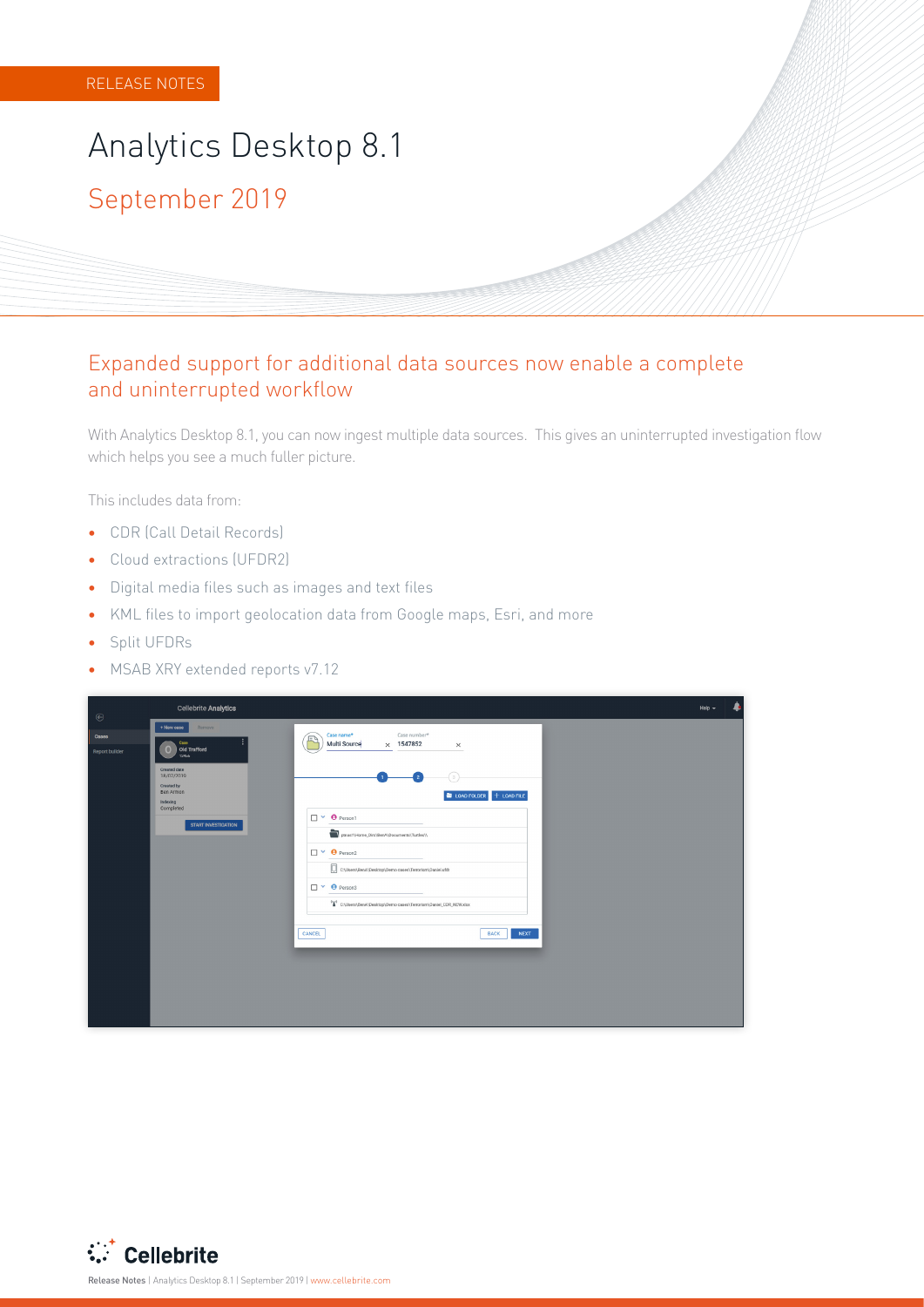RELEASE NOTES

# Analytics Desktop 8.1

## September 2019

## Expanded support for additional data sources now enable a complete and uninterrupted workflow

With Analytics Desktop 8.1, you can now ingest multiple data sources. This gives an uninterrupted investigation flow which helps you see a much fuller picture.

This includes data from:

- CDR (Call Detail Records)
- Cloud extractions (UFDR2)
- Digital media files such as images and text files
- KML files to import geolocation data from Google maps, Esri, and more
- Split UFDRs
- MSAB XRY extended reports v7.12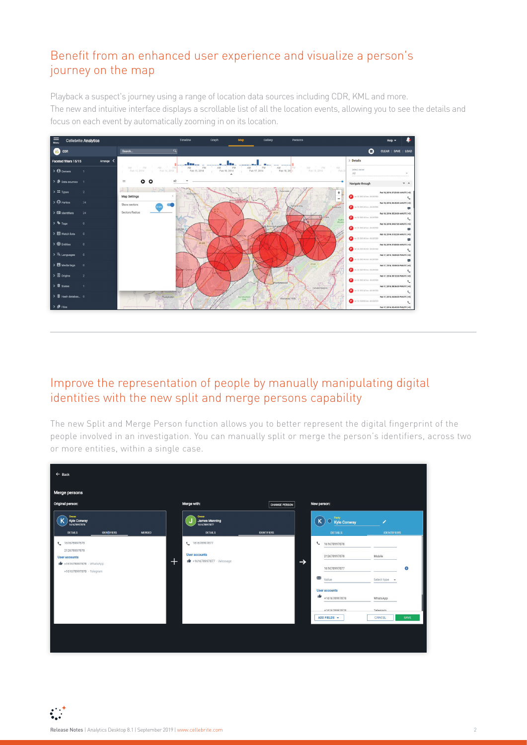## Benefit from an enhanced user experience and visualize a person's journey on the map

Playback a suspect's journey using a range of location data sources including CDR, KML and more.
The new and intuitive interface displays a scrollable list of all the location events, allowing you to see the details and focus on each event by automatically zooming in on its location.

## Improve the representation of people by manually manipulating digital identities with the new split and merge persons capability

The new Split and Merge Person function allows you to better represent the digital fingerprint of the people involved in an investigation. You can manually split or merge the person's identifiers, across two or more entities, within a single case.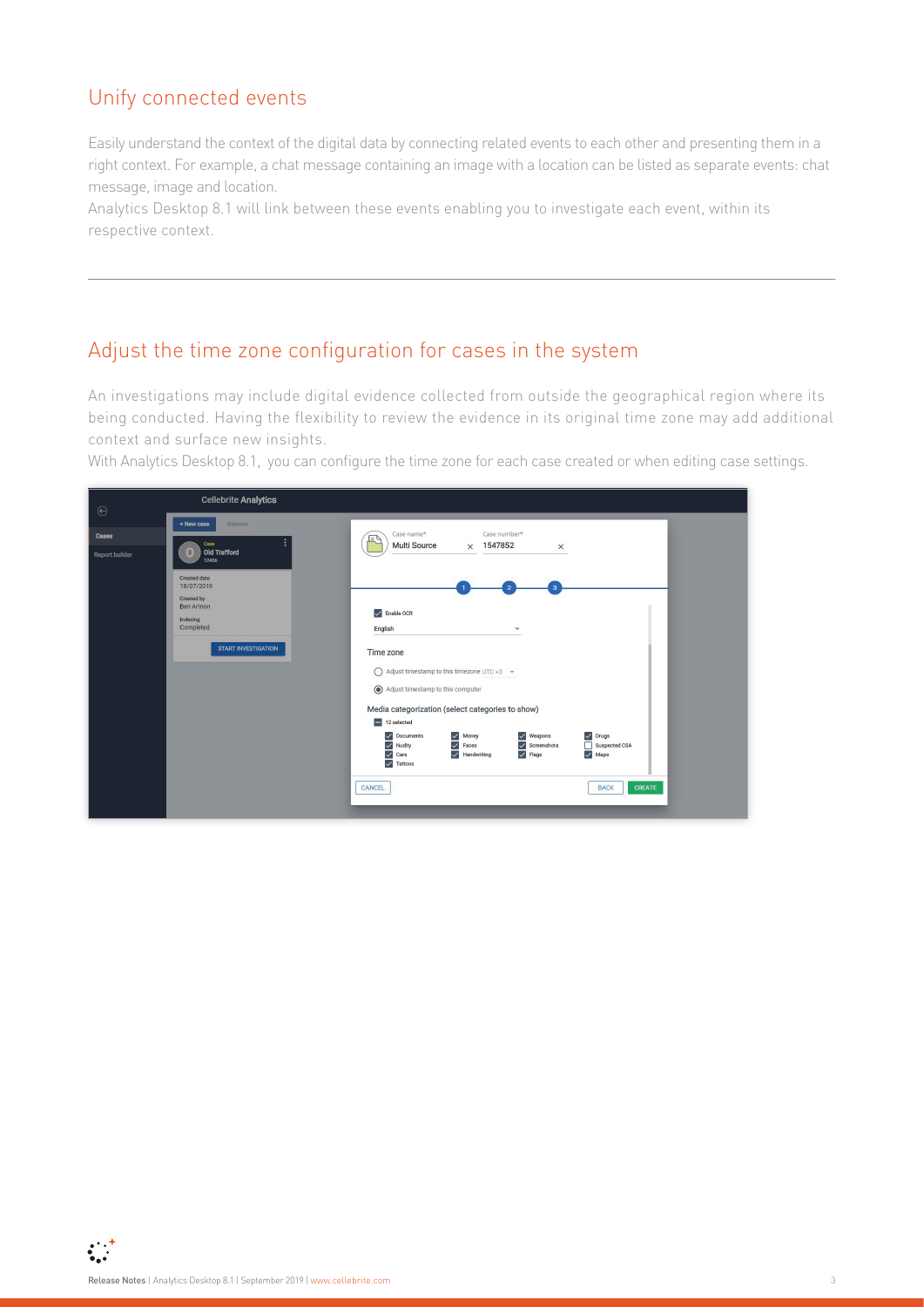## Unify connected events

Easily understand the context of the digital data by connecting related events to each other and presenting them in a right context. For example, a chat message containing an image with a location can be listed as separate events: chat message, image and location.

Analytics Desktop 8.1 will link between these events enabling you to investigate each event, within its respective context.

---

## Adjust the time zone configuration for cases in the system

An investigations may include digital evidence collected from outside the geographical region where its being conducted. Having the flexibility to review the evidence in its original time zone may add additional context and surface new insights.

With Analytics Desktop 8.1, you can configure the time zone for each case created or when editing case settings.